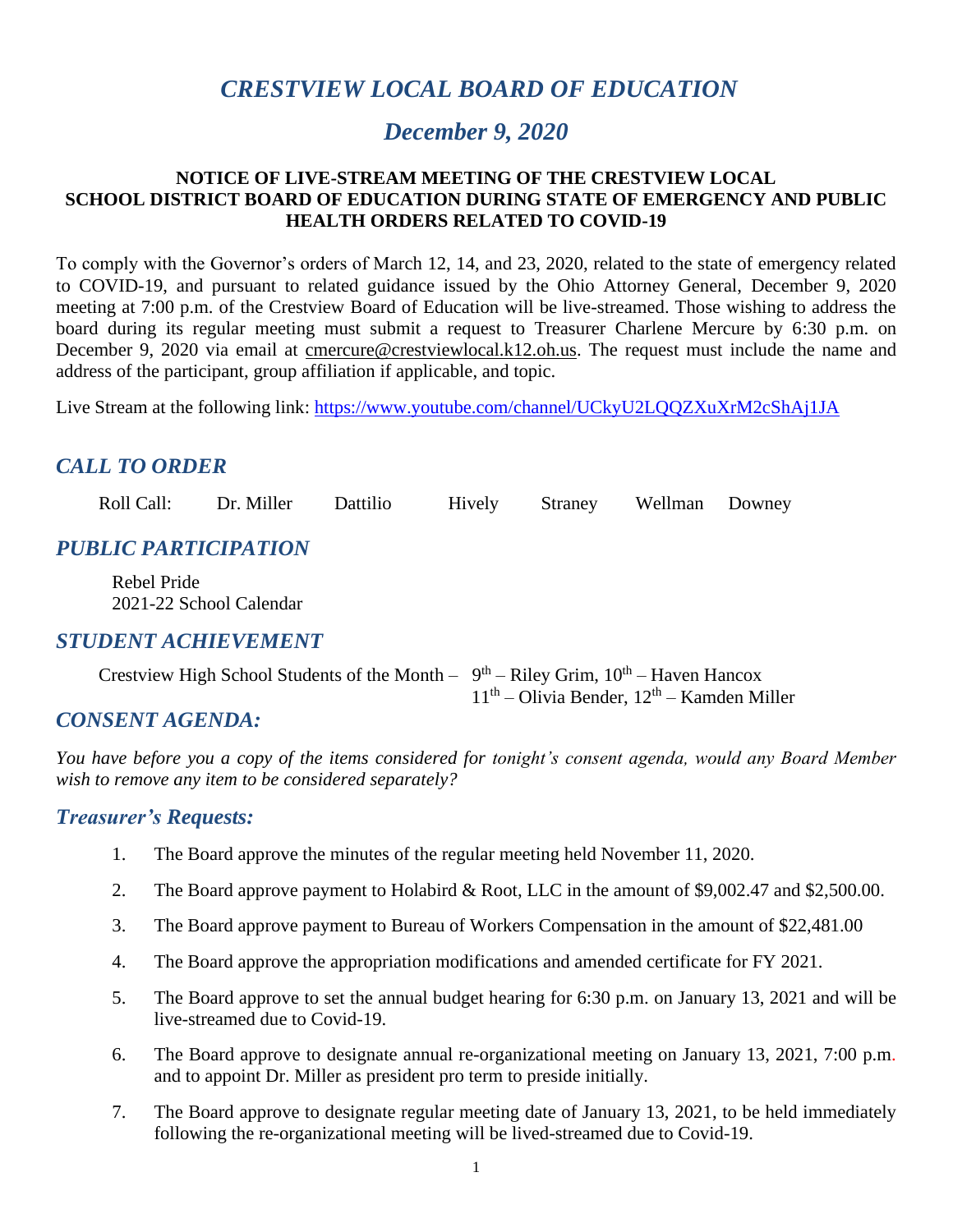// CRESTVIEW LOCAL BOARD OF EDUCATION

# *CRESTVIEW LOCAL BOARD OF EDUCATION*

## *December 9, 2020*

**NOTICE OF LIVE-STREAM MEETING OF THE CRESTVIEW LOCAL SCHOOL DISTRICT BOARD OF EDUCATION DURING STATE OF EMERGENCY AND PUBLIC HEALTH ORDERS RELATED TO COVID-19**

To comply with the Governor's orders of March 12, 14, and 23, 2020, related to the state of emergency related to COVID-19, and pursuant to related guidance issued by the Ohio Attorney General, December 9, 2020 meeting at 7:00 p.m. of the Crestview Board of Education will be live-streamed. Those wishing to address the board during its regular meeting must submit a request to Treasurer Charlene Mercure by 6:30 p.m. on December 9, 2020 via email at cmercure@crestviewlocal.k12.oh.us. The request must include the name and address of the participant, group affiliation if applicable, and topic.

Live Stream at the following link: https://www.youtube.com/channel/UCkyU2LQQZXuXrM2cShAj1JA

## *CALL TO ORDER*

Roll Call: Dr. Miller Dattilio Hively Straney Wellman Downey

## *PUBLIC PARTICIPATION*

Rebel Pride
2021-22 School Calendar

## *STUDENT ACHIEVEMENT*

Crestview High School Students of the Month – 9th – Riley Grim, 10th – Haven Hancox
11th – Olivia Bender, 12th – Kamden Miller

## *CONSENT AGENDA:*

*You have before you a copy of the items considered for tonight's consent agenda, would any Board Member wish to remove any item to be considered separately?*

### *Treasurer's Requests:*

1. The Board approve the minutes of the regular meeting held November 11, 2020.
2. The Board approve payment to Holabird & Root, LLC in the amount of $9,002.47 and $2,500.00.
3. The Board approve payment to Bureau of Workers Compensation in the amount of $22,481.00
4. The Board approve the appropriation modifications and amended certificate for FY 2021.
5. The Board approve to set the annual budget hearing for 6:30 p.m. on January 13, 2021 and will be live-streamed due to Covid-19.
6. The Board approve to designate annual re-organizational meeting on January 13, 2021, 7:00 p.m. and to appoint Dr. Miller as president pro term to preside initially.
7. The Board approve to designate regular meeting date of January 13, 2021, to be held immediately following the re-organizational meeting will be lived-streamed due to Covid-19.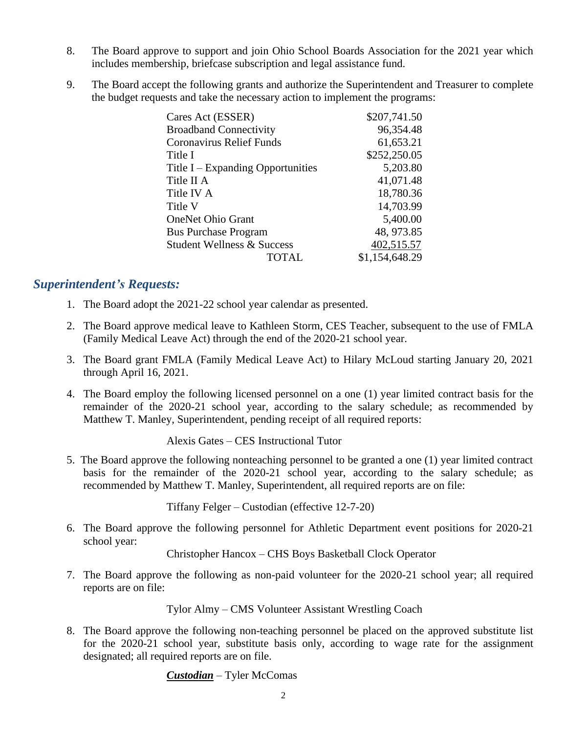8. The Board approve to support and join Ohio School Boards Association for the 2021 year which includes membership, briefcase subscription and legal assistance fund.

9. The Board accept the following grants and authorize the Superintendent and Treasurer to complete the budget requests and take the necessary action to implement the programs:

| | |
|---|---|
| Cares Act (ESSER) | $207,741.50 |
| Broadband Connectivity | 96,354.48 |
| Coronavirus Relief Funds | 61,653.21 |
| Title I | $252,250.05 |
| Title I – Expanding Opportunities | 5,203.80 |
| Title II A | 41,071.48 |
| Title IV A | 18,780.36 |
| Title V | 14,703.99 |
| OneNet Ohio Grant | 5,400.00 |
| Bus Purchase Program | 48, 973.85 |
| Student Wellness & Success | 402,515.57 |
| TOTAL | $1,154,648.29 |

## *Superintendent's Requests:*

1. The Board adopt the 2021-22 school year calendar as presented.

2. The Board approve medical leave to Kathleen Storm, CES Teacher, subsequent to the use of FMLA (Family Medical Leave Act) through the end of the 2020-21 school year.

3. The Board grant FMLA (Family Medical Leave Act) to Hilary McLoud starting January 20, 2021 through April 16, 2021.

4. The Board employ the following licensed personnel on a one (1) year limited contract basis for the remainder of the 2020-21 school year, according to the salary schedule; as recommended by Matthew T. Manley, Superintendent, pending receipt of all required reports:

   Alexis Gates – CES Instructional Tutor

5. The Board approve the following nonteaching personnel to be granted a one (1) year limited contract basis for the remainder of the 2020-21 school year, according to the salary schedule; as recommended by Matthew T. Manley, Superintendent, all required reports are on file:

   Tiffany Felger – Custodian (effective 12-7-20)

6. The Board approve the following personnel for Athletic Department event positions for 2020-21 school year:

   Christopher Hancox – CHS Boys Basketball Clock Operator

7. The Board approve the following as non-paid volunteer for the 2020-21 school year; all required reports are on file:

   Tylor Almy – CMS Volunteer Assistant Wrestling Coach

8. The Board approve the following non-teaching personnel be placed on the approved substitute list for the 2020-21 school year, substitute basis only, according to wage rate for the assignment designated; all required reports are on file.

   ***Custodian*** – Tyler McComas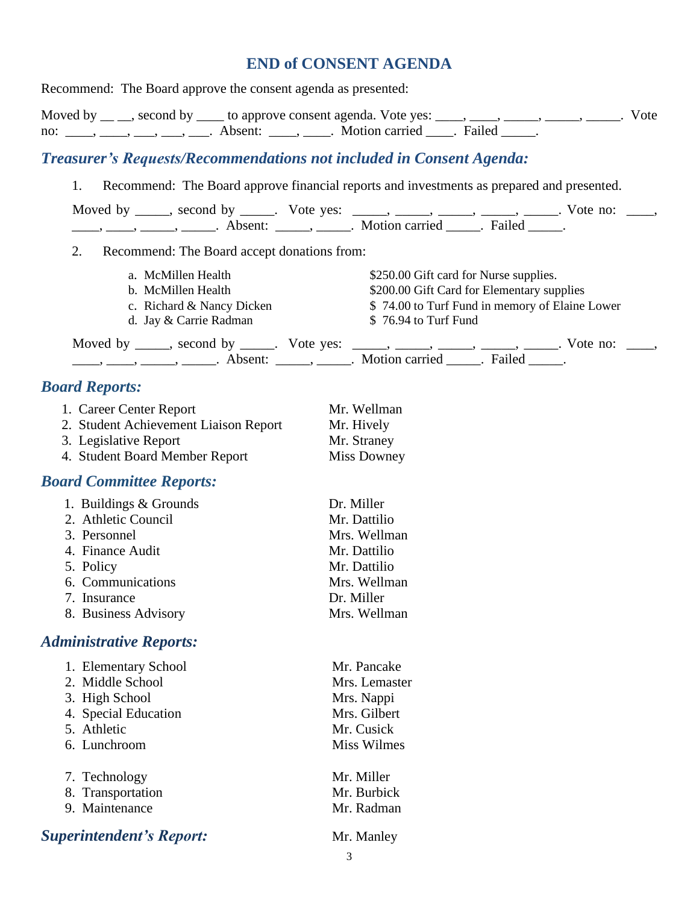## END of CONSENT AGENDA

Recommend: The Board approve the consent agenda as presented:

Moved by __ __, second by ____ to approve consent agenda. Vote yes: ____, ____, _____, _____, _____. Vote no: ____, ____, ___, ___, ___. Absent: ____, ____. Motion carried ____. Failed _____.

### *Treasurer's Requests/Recommendations not included in Consent Agenda:*

1. Recommend: The Board approve financial reports and investments as prepared and presented.

   Moved by _____, second by _____. Vote yes: _____, _____, _____, _____, _____. Vote no: ____, ____, ____, _____, _____. Absent: _____, _____. Motion carried _____. Failed _____.

2. Recommend: The Board accept donations from:

   a. McMillen Health — $250.00 Gift card for Nurse supplies.
   b. McMillen Health — $200.00 Gift Card for Elementary supplies
   c. Richard & Nancy Dicken — $ 74.00 to Turf Fund in memory of Elaine Lower
   d. Jay & Carrie Radman — $ 76.94 to Turf Fund

   Moved by _____, second by _____. Vote yes: _____, _____, _____, _____, _____. Vote no: ____, ____, ____, _____, _____. Absent: _____, _____. Motion carried _____. Failed _____.

### *Board Reports:*

1. Career Center Report — Mr. Wellman
2. Student Achievement Liaison Report — Mr. Hively
3. Legislative Report — Mr. Straney
4. Student Board Member Report — Miss Downey

### *Board Committee Reports:*

1. Buildings & Grounds — Dr. Miller
2. Athletic Council — Mr. Dattilio
3. Personnel — Mrs. Wellman
4. Finance Audit — Mr. Dattilio
5. Policy — Mr. Dattilio
6. Communications — Mrs. Wellman
7. Insurance — Dr. Miller
8. Business Advisory — Mrs. Wellman

### *Administrative Reports:*

1. Elementary School — Mr. Pancake
2. Middle School — Mrs. Lemaster
3. High School — Mrs. Nappi
4. Special Education — Mrs. Gilbert
5. Athletic — Mr. Cusick
6. Lunchroom — Miss Wilmes
7. Technology — Mr. Miller
8. Transportation — Mr. Burbick
9. Maintenance — Mr. Radman

### *Superintendent's Report:* Mr. Manley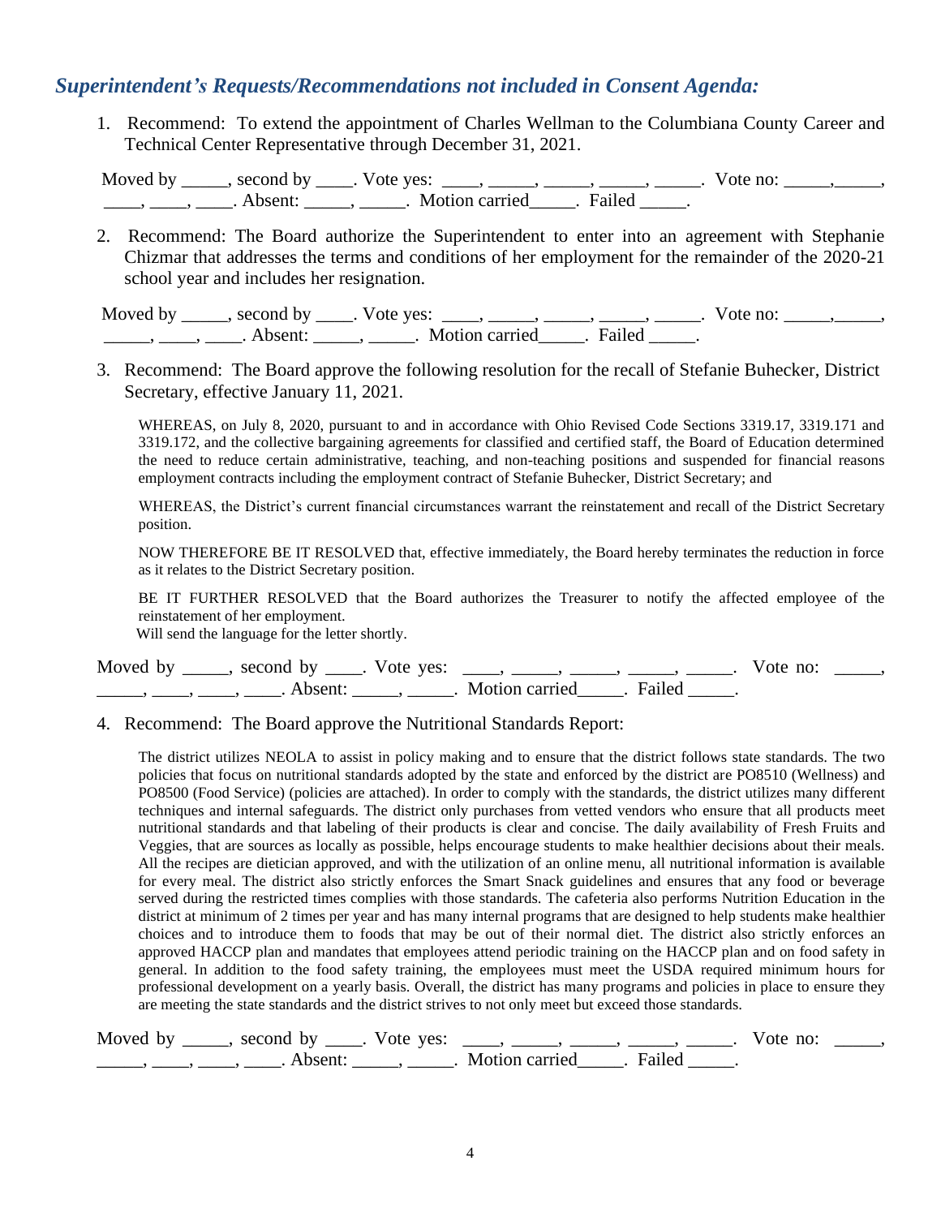## *Superintendent's Requests/Recommendations not included in Consent Agenda:*

1. Recommend: To extend the appointment of Charles Wellman to the Columbiana County Career and Technical Center Representative through December 31, 2021.

Moved by _____, second by ____. Vote yes: ____, _____, _____, _____, _____. Vote no: _____,_____, ____, ____, ____. Absent: _____, _____. Motion carried_____. Failed _____.

2. Recommend: The Board authorize the Superintendent to enter into an agreement with Stephanie Chizmar that addresses the terms and conditions of her employment for the remainder of the 2020-21 school year and includes her resignation.

Moved by _____, second by ____. Vote yes: ____, _____, _____, _____, _____. Vote no: _____,_____, _____, ____, ____. Absent: _____, _____. Motion carried_____. Failed _____.

3. Recommend: The Board approve the following resolution for the recall of Stefanie Buhecker, District Secretary, effective January 11, 2021.

   WHEREAS, on July 8, 2020, pursuant to and in accordance with Ohio Revised Code Sections 3319.17, 3319.171 and 3319.172, and the collective bargaining agreements for classified and certified staff, the Board of Education determined the need to reduce certain administrative, teaching, and non-teaching positions and suspended for financial reasons employment contracts including the employment contract of Stefanie Buhecker, District Secretary; and

   WHEREAS, the District's current financial circumstances warrant the reinstatement and recall of the District Secretary position.

   NOW THEREFORE BE IT RESOLVED that, effective immediately, the Board hereby terminates the reduction in force as it relates to the District Secretary position.

   BE IT FURTHER RESOLVED that the Board authorizes the Treasurer to notify the affected employee of the reinstatement of her employment.
   Will send the language for the letter shortly.

Moved by _____, second by ____. Vote yes: ____, _____, _____, _____, _____. Vote no: _____, _____, ____, ____, ____. Absent: _____, _____. Motion carried_____. Failed _____.

4. Recommend: The Board approve the Nutritional Standards Report:

   The district utilizes NEOLA to assist in policy making and to ensure that the district follows state standards. The two policies that focus on nutritional standards adopted by the state and enforced by the district are PO8510 (Wellness) and PO8500 (Food Service) (policies are attached). In order to comply with the standards, the district utilizes many different techniques and internal safeguards. The district only purchases from vetted vendors who ensure that all products meet nutritional standards and that labeling of their products is clear and concise. The daily availability of Fresh Fruits and Veggies, that are sources as locally as possible, helps encourage students to make healthier decisions about their meals. All the recipes are dietician approved, and with the utilization of an online menu, all nutritional information is available for every meal. The district also strictly enforces the Smart Snack guidelines and ensures that any food or beverage served during the restricted times complies with those standards. The cafeteria also performs Nutrition Education in the district at minimum of 2 times per year and has many internal programs that are designed to help students make healthier choices and to introduce them to foods that may be out of their normal diet. The district also strictly enforces an approved HACCP plan and mandates that employees attend periodic training on the HACCP plan and on food safety in general. In addition to the food safety training, the employees must meet the USDA required minimum hours for professional development on a yearly basis. Overall, the district has many programs and policies in place to ensure they are meeting the state standards and the district strives to not only meet but exceed those standards.

Moved by _____, second by ____. Vote yes: ____, _____, _____, _____, _____. Vote no: _____, _____, ____, ____, ____. Absent: _____, _____. Motion carried_____. Failed _____.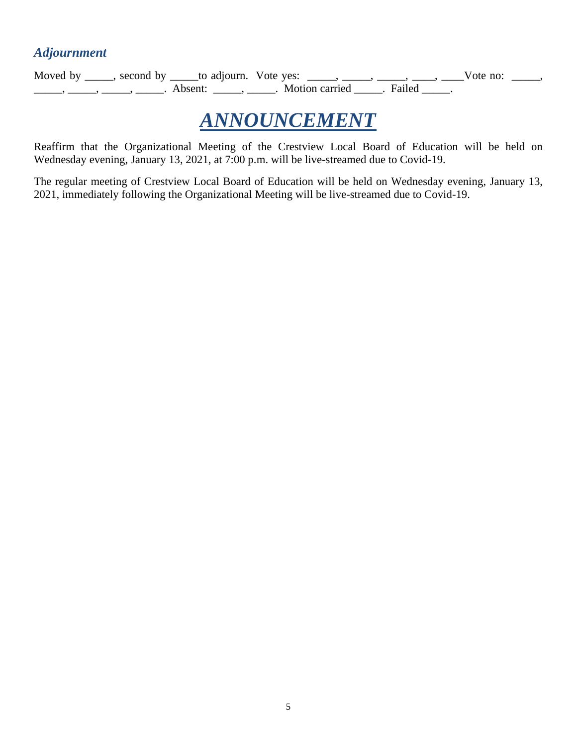### *Adjournment*

Moved by _____, second by _____to adjourn. Vote yes: _____, _____, _____, ____, ____Vote no: _____, _____, _____, _____, _____. Absent: _____, _____. Motion carried _____. Failed _____.

# *ANNOUNCEMENT*

Reaffirm that the Organizational Meeting of the Crestview Local Board of Education will be held on Wednesday evening, January 13, 2021, at 7:00 p.m. will be live-streamed due to Covid-19.

The regular meeting of Crestview Local Board of Education will be held on Wednesday evening, January 13, 2021, immediately following the Organizational Meeting will be live-streamed due to Covid-19.